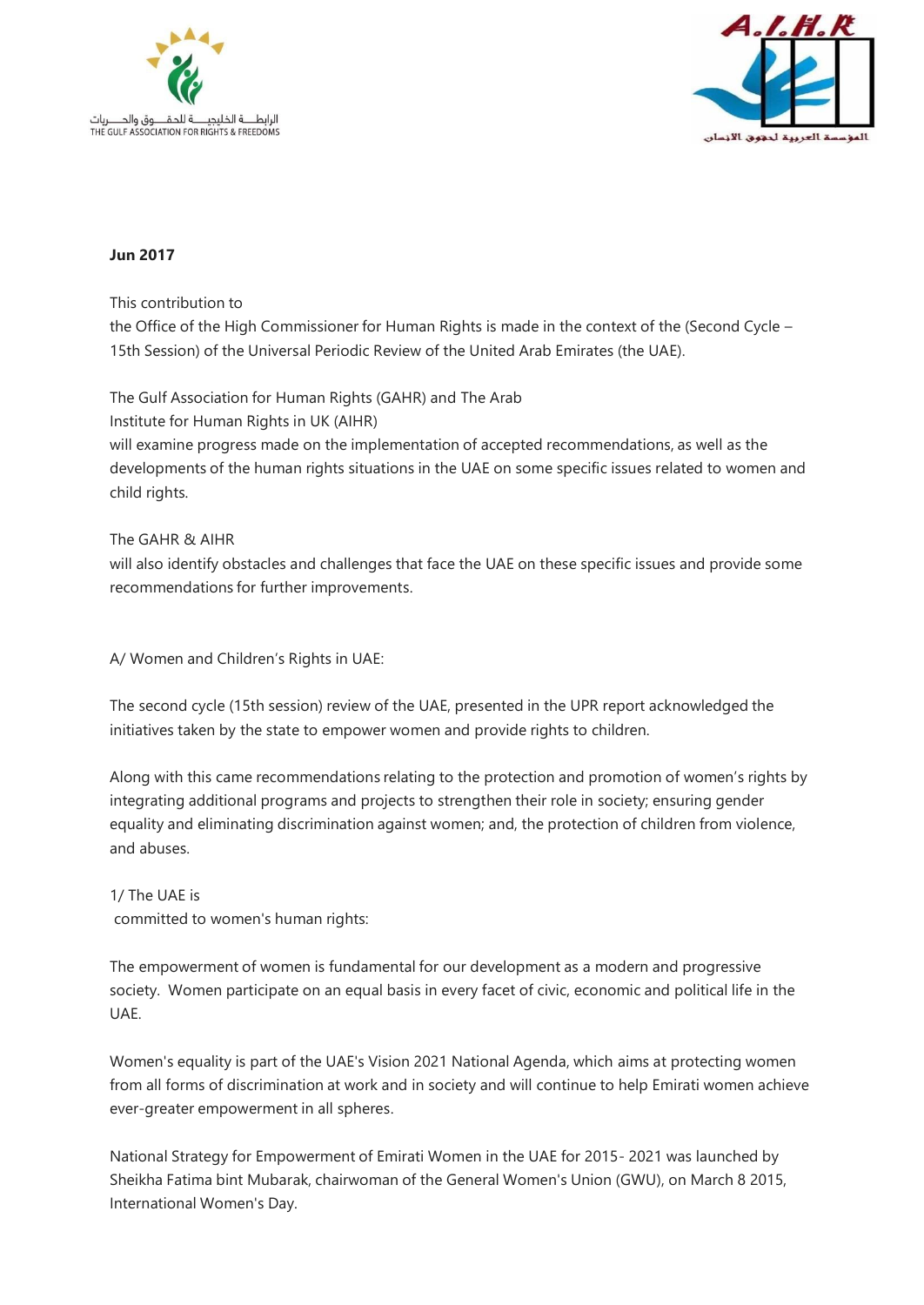**Jun 2017**

This contribution to
the Office of the High Commissioner for Human Rights is made in the context of the (Second Cycle – 15th Session) of the Universal Periodic Review of the United Arab Emirates (the UAE).

The Gulf Association for Human Rights (GAHR) and The Arab Institute for Human Rights in UK (AIHR) will examine progress made on the implementation of accepted recommendations, as well as the developments of the human rights situations in the UAE on some specific issues related to women and child rights.

The GAHR & AIHR will also identify obstacles and challenges that face the UAE on these specific issues and provide some recommendations for further improvements.

A/ Women and Children's Rights in UAE:

The second cycle (15th session) review of the UAE, presented in the UPR report acknowledged the initiatives taken by the state to empower women and provide rights to children.

Along with this came recommendations relating to the protection and promotion of women's rights by integrating additional programs and projects to strengthen their role in society; ensuring gender equality and eliminating discrimination against women; and, the protection of children from violence, and abuses.

1/ The UAE is committed to women's human rights:

The empowerment of women is fundamental for our development as a modern and progressive society. Women participate on an equal basis in every facet of civic, economic and political life in the UAE.

Women's equality is part of the UAE's Vision 2021 National Agenda, which aims at protecting women from all forms of discrimination at work and in society and will continue to help Emirati women achieve ever-greater empowerment in all spheres.

National Strategy for Empowerment of Emirati Women in the UAE for 2015- 2021 was launched by Sheikha Fatima bint Mubarak, chairwoman of the General Women's Union (GWU), on March 8 2015, International Women's Day.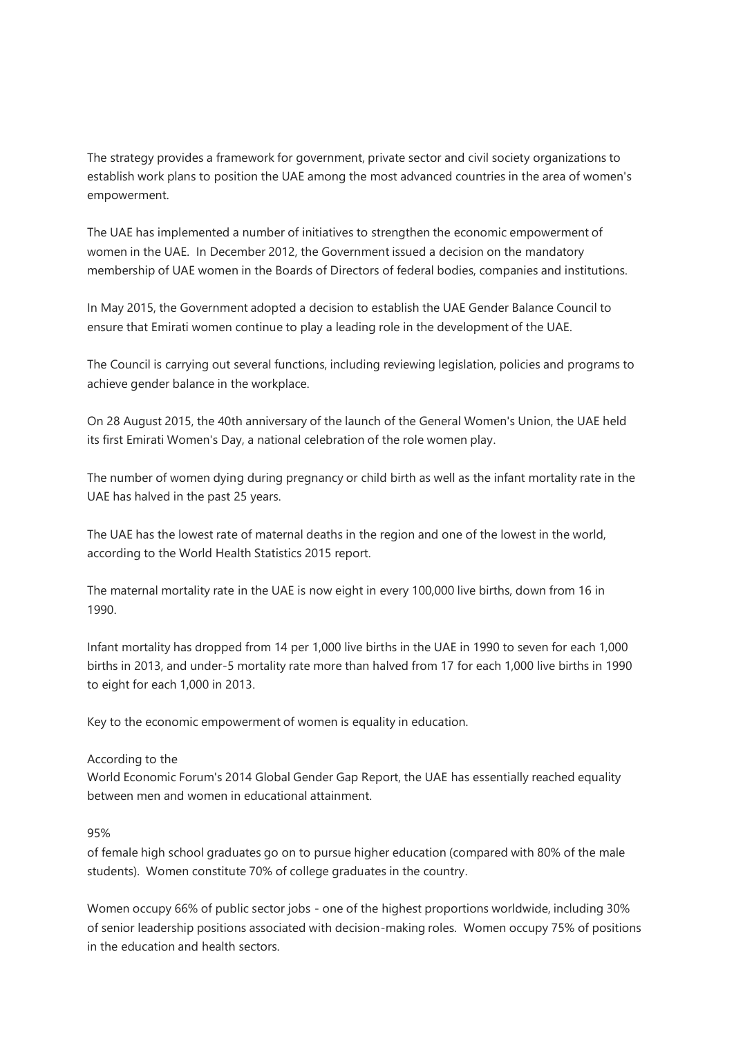The strategy provides a framework for government, private sector and civil society organizations to establish work plans to position the UAE among the most advanced countries in the area of women's empowerment.

The UAE has implemented a number of initiatives to strengthen the economic empowerment of women in the UAE. In December 2012, the Government issued a decision on the mandatory membership of UAE women in the Boards of Directors of federal bodies, companies and institutions.

In May 2015, the Government adopted a decision to establish the UAE Gender Balance Council to ensure that Emirati women continue to play a leading role in the development of the UAE.

The Council is carrying out several functions, including reviewing legislation, policies and programs to achieve gender balance in the workplace.

On 28 August 2015, the 40th anniversary of the launch of the General Women's Union, the UAE held its first Emirati Women's Day, a national celebration of the role women play.

The number of women dying during pregnancy or child birth as well as the infant mortality rate in the UAE has halved in the past 25 years.

The UAE has the lowest rate of maternal deaths in the region and one of the lowest in the world, according to the World Health Statistics 2015 report.

The maternal mortality rate in the UAE is now eight in every 100,000 live births, down from 16 in 1990.

Infant mortality has dropped from 14 per 1,000 live births in the UAE in 1990 to seven for each 1,000 births in 2013, and under-5 mortality rate more than halved from 17 for each 1,000 live births in 1990 to eight for each 1,000 in 2013.

Key to the economic empowerment of women is equality in education.

According to the
World Economic Forum's 2014 Global Gender Gap Report, the UAE has essentially reached equality between men and women in educational attainment.

95%
of female high school graduates go on to pursue higher education (compared with 80% of the male students). Women constitute 70% of college graduates in the country.

Women occupy 66% of public sector jobs - one of the highest proportions worldwide, including 30% of senior leadership positions associated with decision-making roles. Women occupy 75% of positions in the education and health sectors.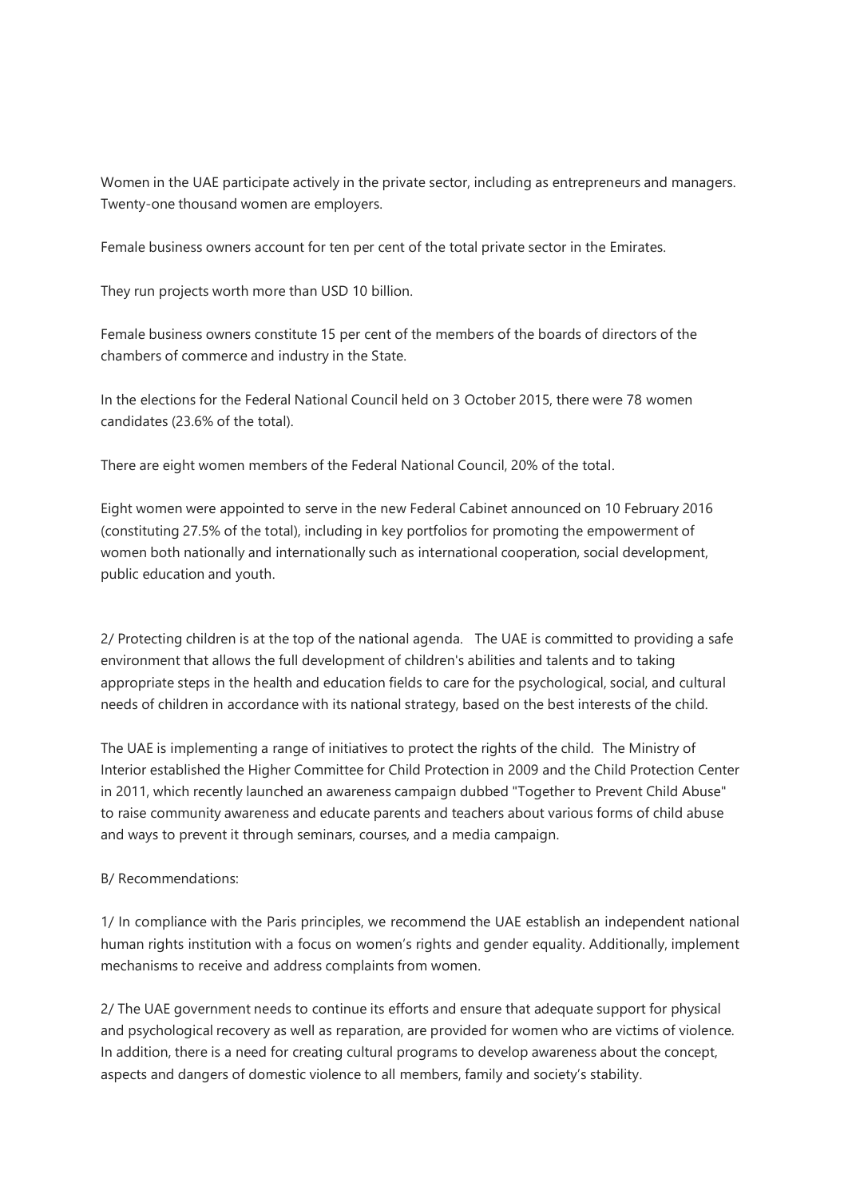Women in the UAE participate actively in the private sector, including as entrepreneurs and managers. Twenty-one thousand women are employers.

Female business owners account for ten per cent of the total private sector in the Emirates.

They run projects worth more than USD 10 billion.

Female business owners constitute 15 per cent of the members of the boards of directors of the chambers of commerce and industry in the State.

In the elections for the Federal National Council held on 3 October 2015, there were 78 women candidates (23.6% of the total).

There are eight women members of the Federal National Council, 20% of the total.

Eight women were appointed to serve in the new Federal Cabinet announced on 10 February 2016 (constituting 27.5% of the total), including in key portfolios for promoting the empowerment of women both nationally and internationally such as international cooperation, social development, public education and youth.

2/ Protecting children is at the top of the national agenda. The UAE is committed to providing a safe environment that allows the full development of children's abilities and talents and to taking appropriate steps in the health and education fields to care for the psychological, social, and cultural needs of children in accordance with its national strategy, based on the best interests of the child.

The UAE is implementing a range of initiatives to protect the rights of the child. The Ministry of Interior established the Higher Committee for Child Protection in 2009 and the Child Protection Center in 2011, which recently launched an awareness campaign dubbed "Together to Prevent Child Abuse" to raise community awareness and educate parents and teachers about various forms of child abuse and ways to prevent it through seminars, courses, and a media campaign.

B/ Recommendations:

1/ In compliance with the Paris principles, we recommend the UAE establish an independent national human rights institution with a focus on women's rights and gender equality. Additionally, implement mechanisms to receive and address complaints from women.

2/ The UAE government needs to continue its efforts and ensure that adequate support for physical and psychological recovery as well as reparation, are provided for women who are victims of violence. In addition, there is a need for creating cultural programs to develop awareness about the concept, aspects and dangers of domestic violence to all members, family and society's stability.